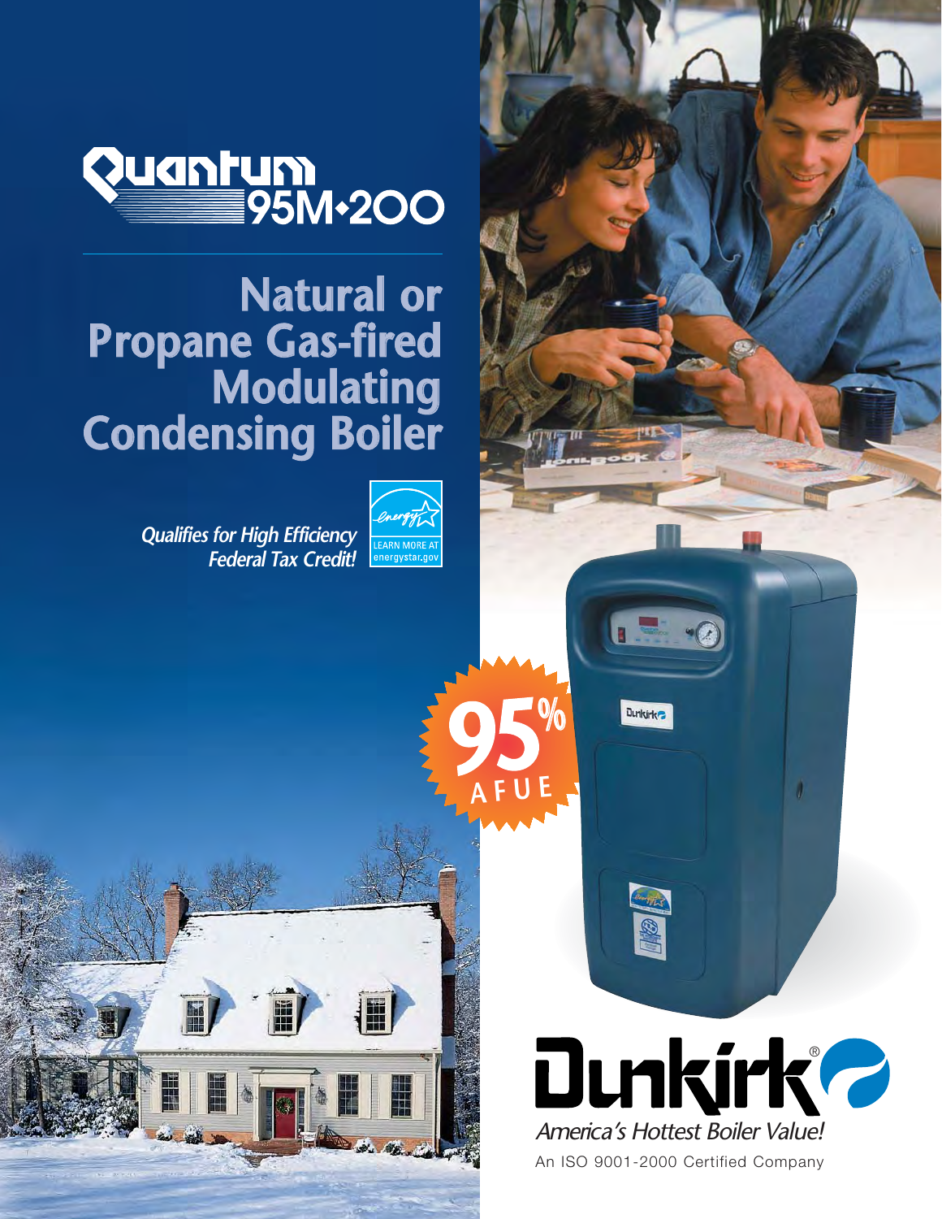# Quantum 95M•200

## Natural or Propane Gas-fired Modulating Condensing Boiler

*Qualifies for High Efficiency Federal Tax Credit!*

LEARN MORE AT energystar.gov

95% AFUE

Dunkirk®

*America's Hottest Boiler Value!*

An ISO 9001-2000 Certified Company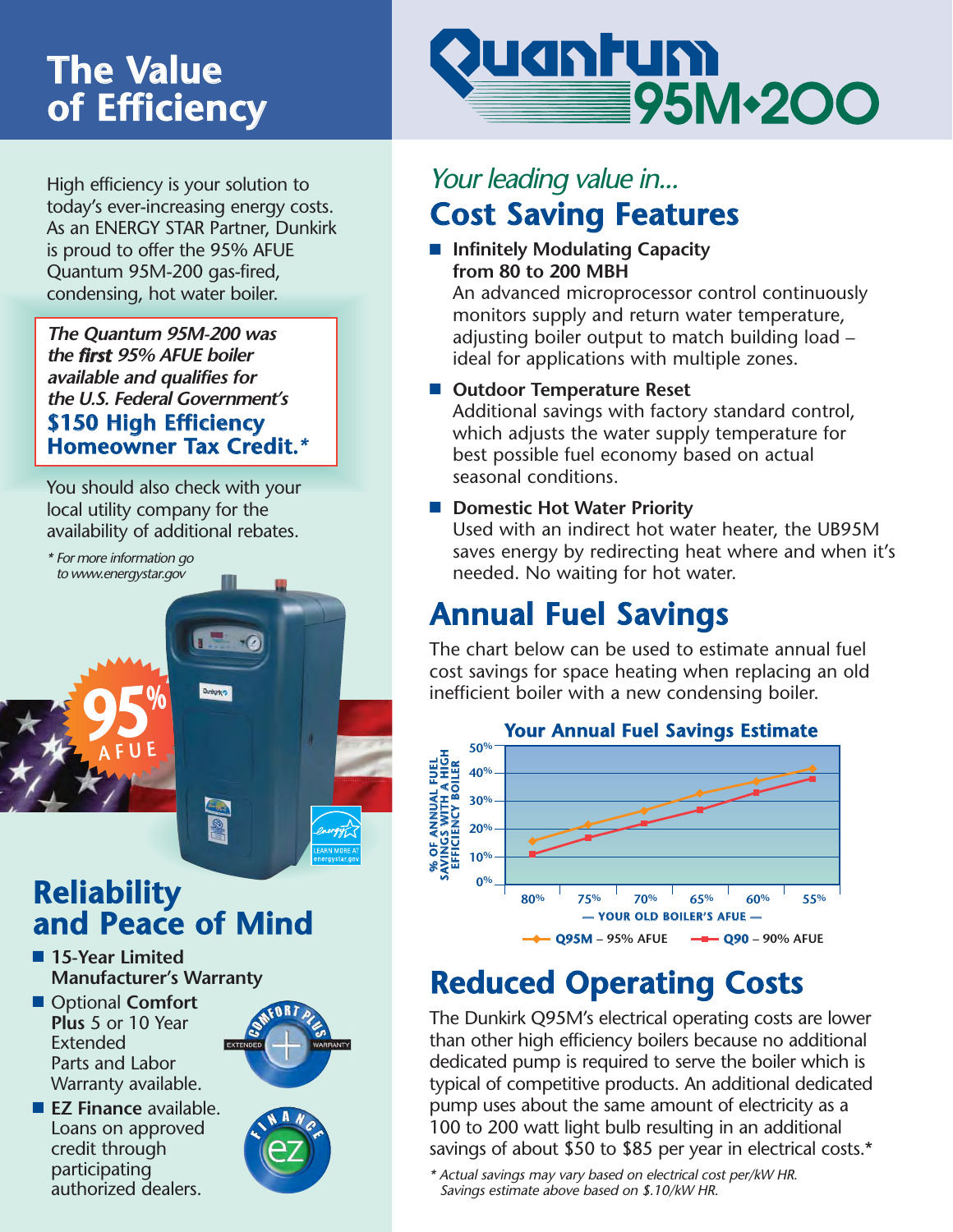# The Value of Efficiency

High efficiency is your solution to today's ever-increasing energy costs. As an ENERGY STAR Partner, Dunkirk is proud to offer the 95% AFUE Quantum 95M-200 gas-fired, condensing, hot water boiler.

> *The Quantum 95M-200 was the **first** 95% AFUE boiler available and qualifies for the U.S. Federal Government's*
> **$150 High Efficiency Homeowner Tax Credit.***

You should also check with your local utility company for the availability of additional rebates.

*\* For more information go to www.energystar.gov*

95% AFUE

## Reliability and Peace of Mind

- **15-Year Limited Manufacturer's Warranty**
- Optional **Comfort Plus** 5 or 10 Year Extended Parts and Labor Warranty available.
- **EZ Finance** available. Loans on approved credit through participating authorized dealers.

# Quantum 95M-200

*Your leading value in...*

## Cost Saving Features

- **Infinitely Modulating Capacity from 80 to 200 MBH**
  An advanced microprocessor control continuously monitors supply and return water temperature, adjusting boiler output to match building load – ideal for applications with multiple zones.
- **Outdoor Temperature Reset**
  Additional savings with factory standard control, which adjusts the water supply temperature for best possible fuel economy based on actual seasonal conditions.
- **Domestic Hot Water Priority**
  Used with an indirect hot water heater, the UB95M saves energy by redirecting heat where and when it's needed. No waiting for hot water.

## Annual Fuel Savings

The chart below can be used to estimate annual fuel cost savings for space heating when replacing an old inefficient boiler with a new condensing boiler.

**Your Annual Fuel Savings Estimate**

Y-axis: % OF ANNUAL FUEL SAVINGS WITH A HIGH EFFICIENCY BOILER (0%–50%)
X-axis: YOUR OLD BOILER'S AFUE (80%, 75%, 70%, 65%, 60%, 55%)
Legend: **Q95M** – 95% AFUE; **Q90** – 90% AFUE

## Reduced Operating Costs

The Dunkirk Q95M's electrical operating costs are lower than other high efficiency boilers because no additional dedicated pump is required to serve the boiler which is typical of competitive products. An additional dedicated pump uses about the same amount of electricity as a 100 to 200 watt light bulb resulting in an additional savings of about $50 to $85 per year in electrical costs.*

*\* Actual savings may vary based on electrical cost per/kW HR. Savings estimate above based on $.10/kW HR.*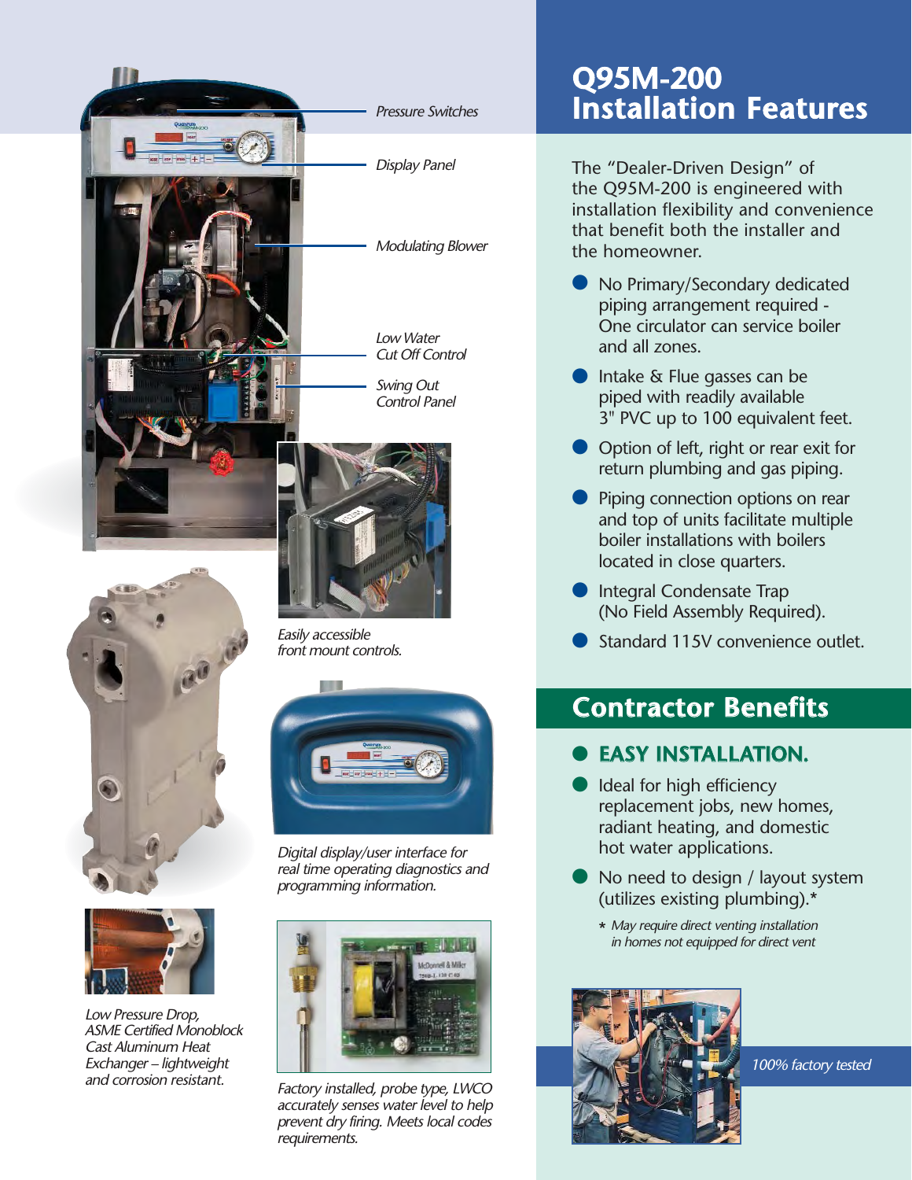Pressure Switches

Display Panel

Modulating Blower

Low Water Cut Off Control

Swing Out Control Panel

*Easily accessible front mount controls.*

*Digital display/user interface for real time operating diagnostics and programming information.*

*Low Pressure Drop, ASME Certified Monoblock Cast Aluminum Heat Exchanger – lightweight and corrosion resistant.*

*Factory installed, probe type, LWCO accurately senses water level to help prevent dry firing. Meets local codes requirements.*

# Q95M-200 Installation Features

The "Dealer-Driven Design" of the Q95M-200 is engineered with installation flexibility and convenience that benefit both the installer and the homeowner.

- No Primary/Secondary dedicated piping arrangement required - One circulator can service boiler and all zones.
- Intake & Flue gasses can be piped with readily available 3" PVC up to 100 equivalent feet.
- Option of left, right or rear exit for return plumbing and gas piping.
- Piping connection options on rear and top of units facilitate multiple boiler installations with boilers located in close quarters.
- Integral Condensate Trap (No Field Assembly Required).
- Standard 115V convenience outlet.

## Contractor Benefits

- **EASY INSTALLATION.**
- Ideal for high efficiency replacement jobs, new homes, radiant heating, and domestic hot water applications.
- No need to design / layout system (utilizes existing plumbing).*

  *\* May require direct venting installation in homes not equipped for direct vent*

*100% factory tested*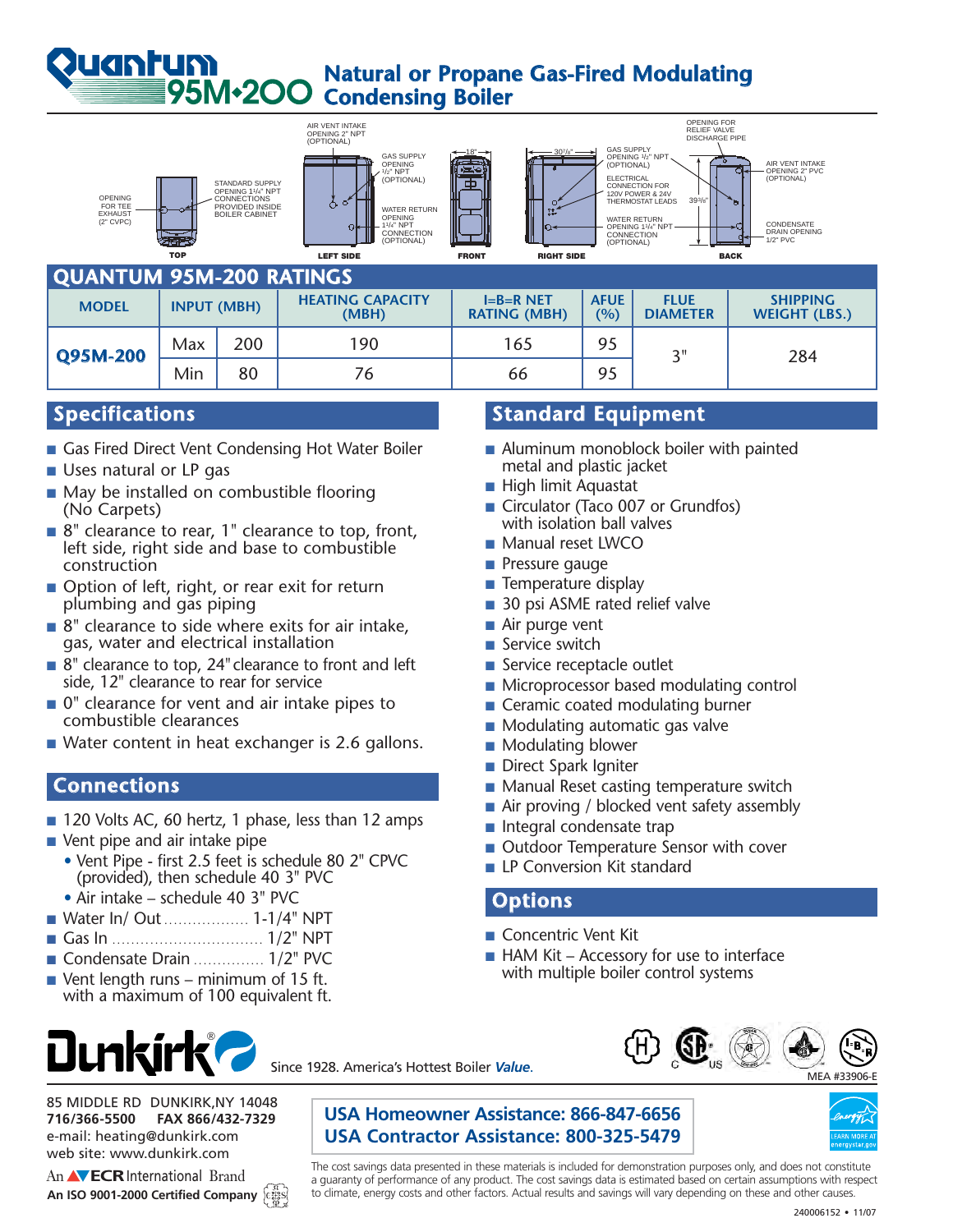# Quantum 95M•200

## Natural or Propane Gas-Fired Modulating Condensing Boiler

TOP

OPENING FOR TEE EXHAUST (2" CVPC)

STANDARD SUPPLY OPENING 1¼" NPT CONNECTIONS PROVIDED INSIDE BOILER CABINET

LEFT SIDE

AIR VENT INTAKE OPENING 2" NPT (OPTIONAL)

GAS SUPPLY OPENING ½" NPT (OPTIONAL)

WATER RETURN OPENING 1¼" NPT CONNECTION (OPTIONAL)

FRONT

18"

RIGHT SIDE

30⅞"

GAS SUPPLY OPENING ½" NPT (OPTIONAL)

ELECTRICAL CONNECTION FOR 120V POWER & 24V THERMOSTAT LEADS

WATER RETURN OPENING 1¼" NPT CONNECTION (OPTIONAL)

39⅜"

BACK

OPENING FOR RELIEF VALVE DISCHARGE PIPE

AIR VENT INTAKE OPENING 2" PVC (OPTIONAL)

CONDENSATE DRAIN OPENING ½" PVC

## QUANTUM 95M-200 RATINGS

| MODEL | INPUT (MBH) | | HEATING CAPACITY (MBH) | I=B=R NET RATING (MBH) | AFUE (%) | FLUE DIAMETER | SHIPPING WEIGHT (LBS.) |
|---|---|---|---|---|---|---|---|
| Q95M-200 | Max | 200 | 190 | 165 | 95 | 3" | 284 |
| | Min | 80 | 76 | 66 | 95 | | |

## Specifications

- Gas Fired Direct Vent Condensing Hot Water Boiler
- Uses natural or LP gas
- May be installed on combustible flooring (No Carpets)
- 8" clearance to rear, 1" clearance to top, front, left side, right side and base to combustible construction
- Option of left, right, or rear exit for return plumbing and gas piping
- 8" clearance to side where exits for air intake, gas, water and electrical installation
- 8" clearance to top, 24" clearance to front and left side, 12" clearance to rear for service
- 0" clearance for vent and air intake pipes to combustible clearances
- Water content in heat exchanger is 2.6 gallons.

## Connections

- 120 Volts AC, 60 hertz, 1 phase, less than 12 amps
- Vent pipe and air intake pipe
  - Vent Pipe - first 2.5 feet is schedule 80 2" CPVC (provided), then schedule 40 3" PVC
  - Air intake – schedule 40 3" PVC
- Water In/ Out .................. 1-1/4" NPT
- Gas In ................................ 1/2" NPT
- Condensate Drain ............... 1/2" PVC
- Vent length runs – minimum of 15 ft. with a maximum of 100 equivalent ft.

## Standard Equipment

- Aluminum monoblock boiler with painted metal and plastic jacket
- High limit Aquastat
- Circulator (Taco 007 or Grundfos) with isolation ball valves
- Manual reset LWCO
- Pressure gauge
- Temperature display
- 30 psi ASME rated relief valve
- Air purge vent
- Service switch
- Service receptacle outlet
- Microprocessor based modulating control
- Ceramic coated modulating burner
- Modulating automatic gas valve
- Modulating blower
- Direct Spark Igniter
- Manual Reset casting temperature switch
- Air proving / blocked vent safety assembly
- Integral condensate trap
- Outdoor Temperature Sensor with cover
- LP Conversion Kit standard

## Options

- Concentric Vent Kit
- HAM Kit – Accessory for use to interface with multiple boiler control systems

**Dunkirk®** Since 1928. America's Hottest Boiler *Value.*

MEA #33906-E

85 MIDDLE RD DUNKIRK,NY 14048
**716/366-5500 FAX 866/432-7329**
e-mail: heating@dunkirk.com
web site: www.dunkirk.com

An ECR International Brand
**An ISO 9001-2000 Certified Company**

**USA Homeowner Assistance: 866-847-6656**
**USA Contractor Assistance: 800-325-5479**

LEARN MORE AT energystar.gov

The cost savings data presented in these materials is included for demonstration purposes only, and does not constitute a guaranty of performance of any product. The cost savings data is estimated based on certain assumptions with respect to climate, energy costs and other factors. Actual results and savings will vary depending on these and other causes.

240006152 • 11/07